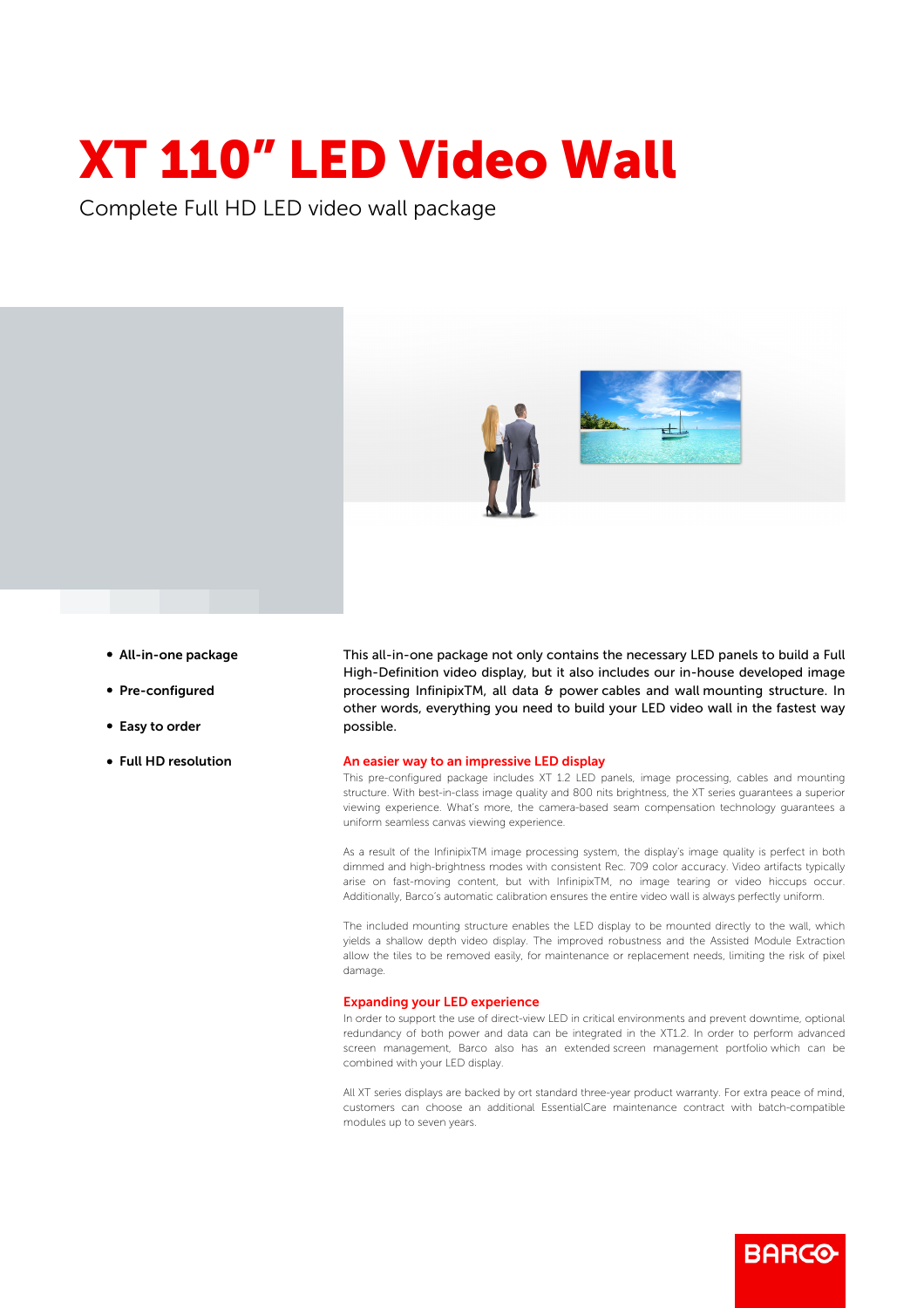# XT 110" LED Video Wall

Complete Full HD LED video wall package

- **All-in-one package**
- **Pre-configured**
- **Easy to order**
- **Full HD resolution**

This all-in-one package not only contains the necessary LED panels to build a Full High-Definition video display, but it also includes our in-house developed image processing InfinipixTM, all data & power cables and wall mounting structure. In other words, everything you need to build your LED video wall in the fastest way possible.

## An easier way to an impressive LED display

This pre-configured package includes XT 1.2 LED panels, image processing, cables and mounting structure. With best-in-class image quality and 800 nits brightness, the XT series guarantees a superior viewing experience. What's more, the camera-based seam compensation technology guarantees a uniform seamless canvas viewing experience.

As a result of the InfinipixTM image processing system, the display's image quality is perfect in both dimmed and high-brightness modes with consistent Rec. 709 color accuracy. Video artifacts typically arise on fast-moving content, but with InfinipixTM, no image tearing or video hiccups occur. Additionally, Barco's automatic calibration ensures the entire video wall is always perfectly uniform.

The included mounting structure enables the LED display to be mounted directly to the wall, which yields a shallow depth video display. The improved robustness and the Assisted Module Extraction allow the tiles to be removed easily, for maintenance or replacement needs, limiting the risk of pixel damage.

## Expanding your LED experience

In order to support the use of direct-view LED in critical environments and prevent downtime, optional redundancy of both power and data can be integrated in the XT1.2. In order to perform advanced screen management, Barco also has an extended screen management portfolio which can be combined with your LED display.

All XT series displays are backed by ort standard three-year product warranty. For extra peace of mind, customers can choose an additional EssentialCare maintenance contract with batch-compatible modules up to seven years.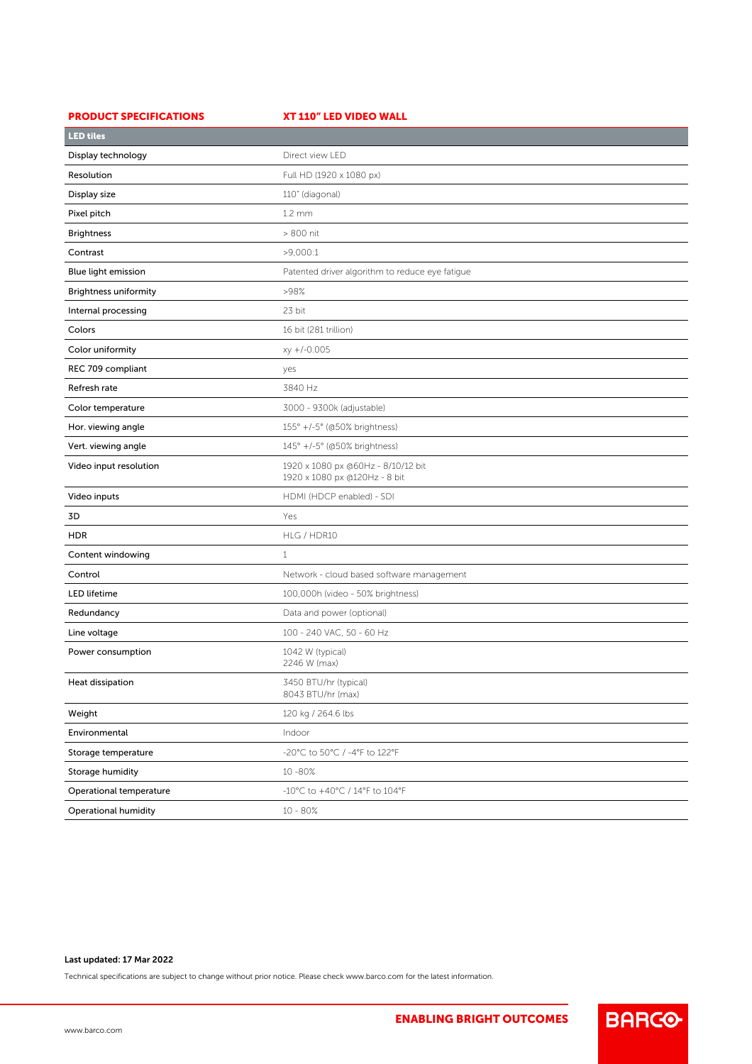| PRODUCT SPECIFICATIONS | XT 110" LED VIDEO WALL |
|---|---|
| **LED tiles** | |
| Display technology | Direct view LED |
| Resolution | Full HD (1920 x 1080 px) |
| Display size | 110" (diagonal) |
| Pixel pitch | 1.2 mm |
| Brightness | > 800 nit |
| Contrast | >9,000:1 |
| Blue light emission | Patented driver algorithm to reduce eye fatigue |
| Brightness uniformity | >98% |
| Internal processing | 23 bit |
| Colors | 16 bit (281 trillion) |
| Color uniformity | xy +/-0.005 |
| REC 709 compliant | yes |
| Refresh rate | 3840 Hz |
| Color temperature | 3000 - 9300k (adjustable) |
| Hor. viewing angle | 155° +/-5° (@50% brightness) |
| Vert. viewing angle | 145° +/-5° (@50% brightness) |
| Video input resolution | 1920 x 1080 px @60Hz - 8/10/12 bit<br>1920 x 1080 px @120Hz - 8 bit |
| Video inputs | HDMI (HDCP enabled) - SDI |
| 3D | Yes |
| HDR | HLG / HDR10 |
| Content windowing | 1 |
| Control | Network - cloud based software management |
| LED lifetime | 100,000h (video - 50% brightness) |
| Redundancy | Data and power (optional) |
| Line voltage | 100 - 240 VAC, 50 - 60 Hz |
| Power consumption | 1042 W (typical)<br>2246 W (max) |
| Heat dissipation | 3450 BTU/hr (typical)<br>8043 BTU/hr (max) |
| Weight | 120 kg / 264.6 lbs |
| Environmental | Indoor |
| Storage temperature | -20°C to 50°C / -4°F to 122°F |
| Storage humidity | 10 -80% |
| Operational temperature | -10°C to +40°C / 14°F to 104°F |
| Operational humidity | 10 - 80% |

**Last updated: 17 Mar 2022**

Technical specifications are subject to change without prior notice. Please check www.barco.com for the latest information.